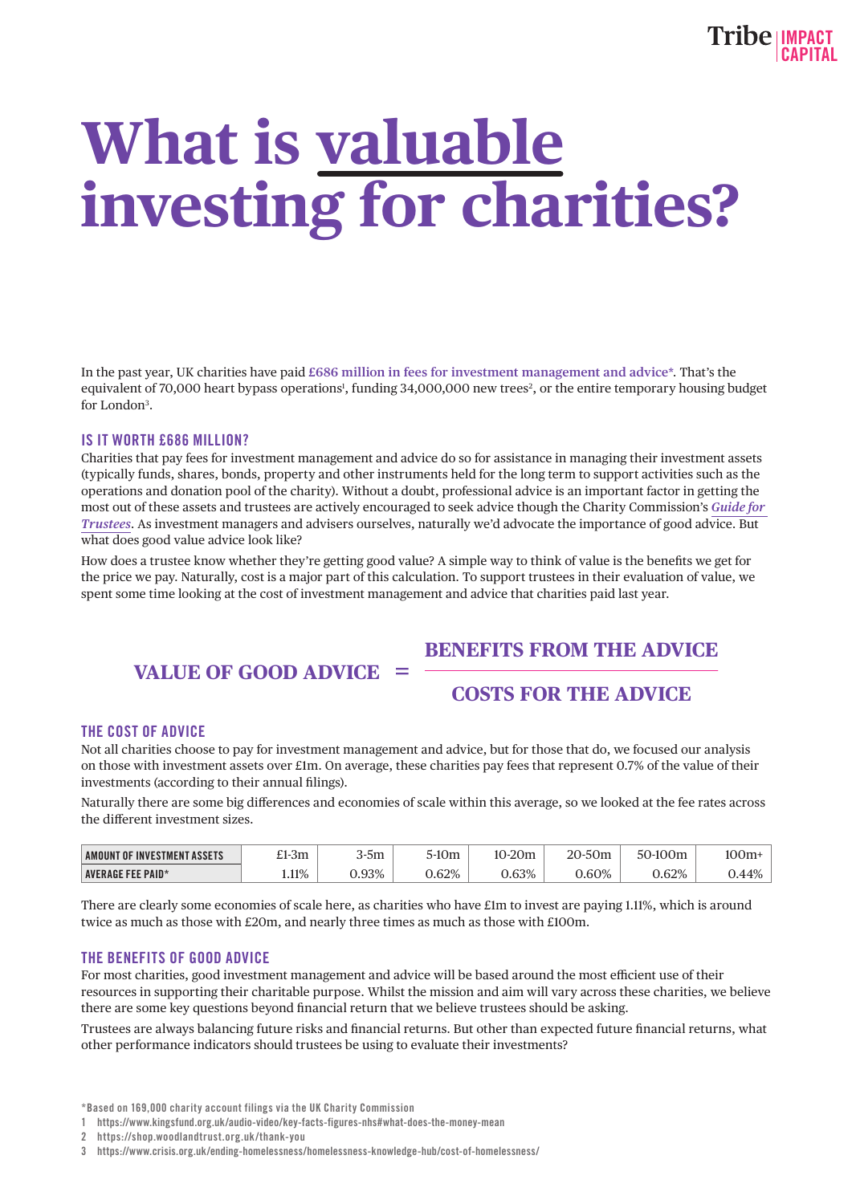# What is valuable investing for charities?

In the past year, UK charities have paid **£686 million in fees for investment management and advice***. That's the equivalent of 70,000 heart bypass operations[1], funding 34,000,000 new trees[2], or the entire temporary housing budget for London[3].

## IS IT WORTH £686 MILLION?

Charities that pay fees for investment management and advice do so for assistance in managing their investment assets (typically funds, shares, bonds, property and other instruments held for the long term to support activities such as the operations and donation pool of the charity). Without a doubt, professional advice is an important factor in getting the most out of these assets and trustees are actively encouraged to seek advice though the Charity Commission's ***Guide for Trustees***. As investment managers and advisers ourselves, naturally we'd advocate the importance of good advice. But what does good value advice look like?

How does a trustee know whether they're getting good value? A simple way to think of value is the benefits we get for the price we pay. Naturally, cost is a major part of this calculation. To support trustees in their evaluation of value, we spent some time looking at the cost of investment management and advice that charities paid last year.

$$\text{VALUE OF GOOD ADVICE} = \frac{\text{BENEFITS FROM THE ADVICE}}{\text{COSTS FOR THE ADVICE}}$$

## THE COST OF ADVICE

Not all charities choose to pay for investment management and advice, but for those that do, we focused our analysis on those with investment assets over £1m. On average, these charities pay fees that represent 0.7% of the value of their investments (according to their annual filings).

Naturally there are some big differences and economies of scale within this average, so we looked at the fee rates across the different investment sizes.

| AMOUNT OF INVESTMENT ASSETS | £1-3m | 3-5m | 5-10m | 10-20m | 20-50m | 50-100m | 100m+ |
|---|---|---|---|---|---|---|---|
| AVERAGE FEE PAID* | 1.11% | 0.93% | 0.62% | 0.63% | 0.60% | 0.62% | 0.44% |

There are clearly some economies of scale here, as charities who have £1m to invest are paying 1.11%, which is around twice as much as those with £20m, and nearly three times as much as those with £100m.

## THE BENEFITS OF GOOD ADVICE

For most charities, good investment management and advice will be based around the most efficient use of their resources in supporting their charitable purpose. Whilst the mission and aim will vary across these charities, we believe there are some key questions beyond financial return that we believe trustees should be asking.

Trustees are always balancing future risks and financial returns. But other than expected future financial returns, what other performance indicators should trustees be using to evaluate their investments?

*Based on 169,000 charity account filings via the UK Charity Commission

1 https://www.kingsfund.org.uk/audio-video/key-facts-figures-nhs#what-does-the-money-mean

2 https://shop.woodlandtrust.org.uk/thank-you

3 https://www.crisis.org.uk/ending-homelessness/homelessness-knowledge-hub/cost-of-homelessness/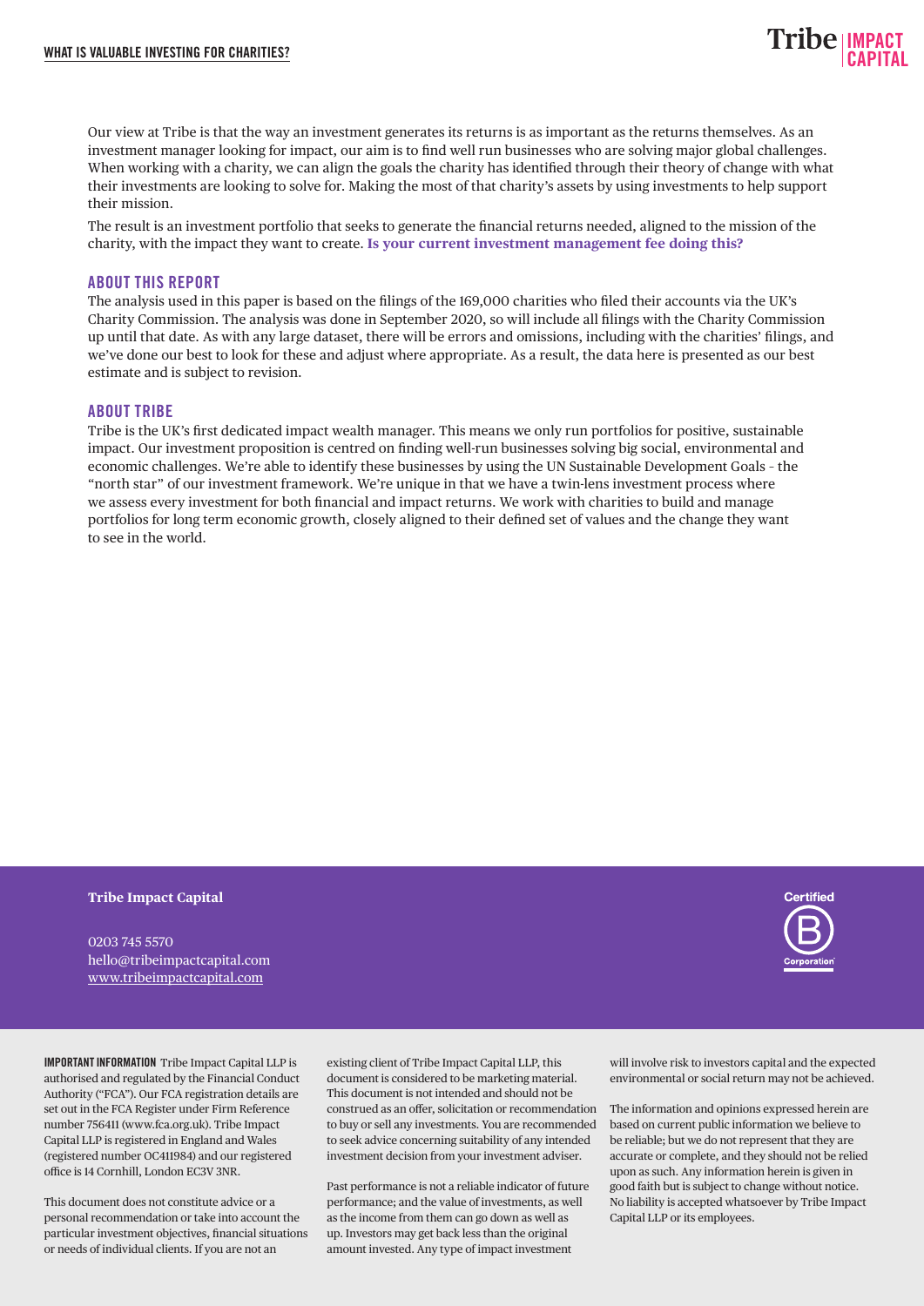Our view at Tribe is that the way an investment generates its returns is as important as the returns themselves. As an investment manager looking for impact, our aim is to find well run businesses who are solving major global challenges. When working with a charity, we can align the goals the charity has identified through their theory of change with what their investments are looking to solve for. Making the most of that charity's assets by using investments to help support their mission.

The result is an investment portfolio that seeks to generate the financial returns needed, aligned to the mission of the charity, with the impact they want to create. **Is your current investment management fee doing this?**

## ABOUT THIS REPORT

The analysis used in this paper is based on the filings of the 169,000 charities who filed their accounts via the UK's Charity Commission. The analysis was done in September 2020, so will include all filings with the Charity Commission up until that date. As with any large dataset, there will be errors and omissions, including with the charities' filings, and we've done our best to look for these and adjust where appropriate. As a result, the data here is presented as our best estimate and is subject to revision.

## ABOUT TRIBE

Tribe is the UK's first dedicated impact wealth manager. This means we only run portfolios for positive, sustainable impact. Our investment proposition is centred on finding well-run businesses solving big social, environmental and economic challenges. We're able to identify these businesses by using the UN Sustainable Development Goals - the "north star" of our investment framework. We're unique in that we have a twin-lens investment process where we assess every investment for both financial and impact returns. We work with charities to build and manage portfolios for long term economic growth, closely aligned to their defined set of values and the change they want to see in the world.

**Tribe Impact Capital**

0203 745 5570
hello@tribeimpactcapital.com
www.tribeimpactcapital.com

Certified B Corporation

**IMPORTANT INFORMATION** Tribe Impact Capital LLP is authorised and regulated by the Financial Conduct Authority ("FCA"). Our FCA registration details are set out in the FCA Register under Firm Reference number 756411 (www.fca.org.uk). Tribe Impact Capital LLP is registered in England and Wales (registered number OC411984) and our registered office is 14 Cornhill, London EC3V 3NR.

This document does not constitute advice or a personal recommendation or take into account the particular investment objectives, financial situations or needs of individual clients. If you are not an existing client of Tribe Impact Capital LLP, this document is considered to be marketing material. This document is not intended and should not be construed as an offer, solicitation or recommendation to buy or sell any investments. You are recommended to seek advice concerning suitability of any intended investment decision from your investment adviser.

Past performance is not a reliable indicator of future performance; and the value of investments, as well as the income from them can go down as well as up. Investors may get back less than the original amount invested. Any type of impact investment will involve risk to investors capital and the expected environmental or social return may not be achieved.

The information and opinions expressed herein are based on current public information we believe to be reliable; but we do not represent that they are accurate or complete, and they should not be relied upon as such. Any information herein is given in good faith but is subject to change without notice. No liability is accepted whatsoever by Tribe Impact Capital LLP or its employees.